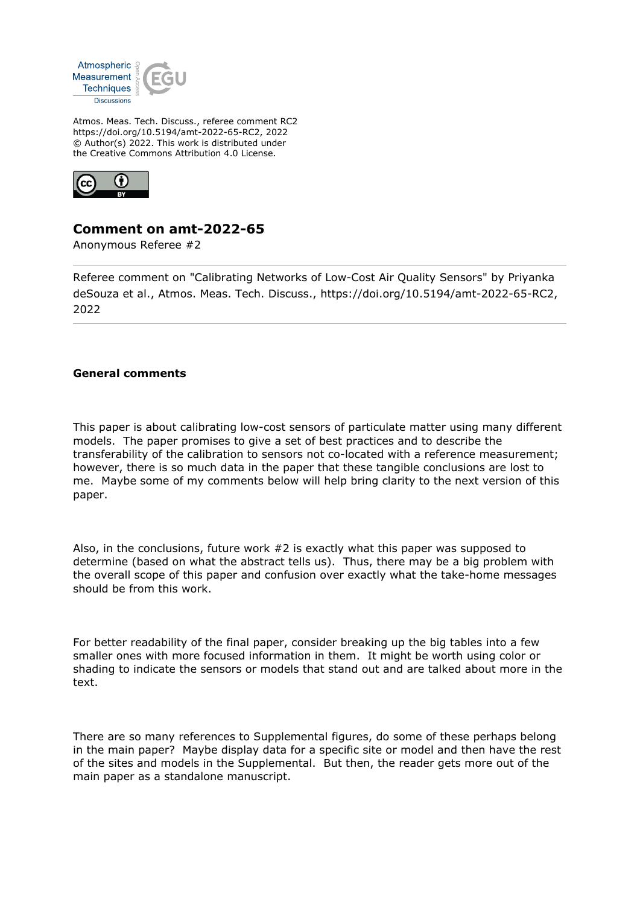Atmos. Meas. Tech. Discuss., referee comment RC2
https://doi.org/10.5194/amt-2022-65-RC2, 2022
© Author(s) 2022. This work is distributed under
the Creative Commons Attribution 4.0 License.

# Comment on amt-2022-65

Anonymous Referee #2

Referee comment on "Calibrating Networks of Low-Cost Air Quality Sensors" by Priyanka deSouza et al., Atmos. Meas. Tech. Discuss., https://doi.org/10.5194/amt-2022-65-RC2, 2022

## General comments

This paper is about calibrating low-cost sensors of particulate matter using many different models. The paper promises to give a set of best practices and to describe the transferability of the calibration to sensors not co-located with a reference measurement; however, there is so much data in the paper that these tangible conclusions are lost to me. Maybe some of my comments below will help bring clarity to the next version of this paper.

Also, in the conclusions, future work #2 is exactly what this paper was supposed to determine (based on what the abstract tells us). Thus, there may be a big problem with the overall scope of this paper and confusion over exactly what the take-home messages should be from this work.

For better readability of the final paper, consider breaking up the big tables into a few smaller ones with more focused information in them. It might be worth using color or shading to indicate the sensors or models that stand out and are talked about more in the text.

There are so many references to Supplemental figures, do some of these perhaps belong in the main paper? Maybe display data for a specific site or model and then have the rest of the sites and models in the Supplemental. But then, the reader gets more out of the main paper as a standalone manuscript.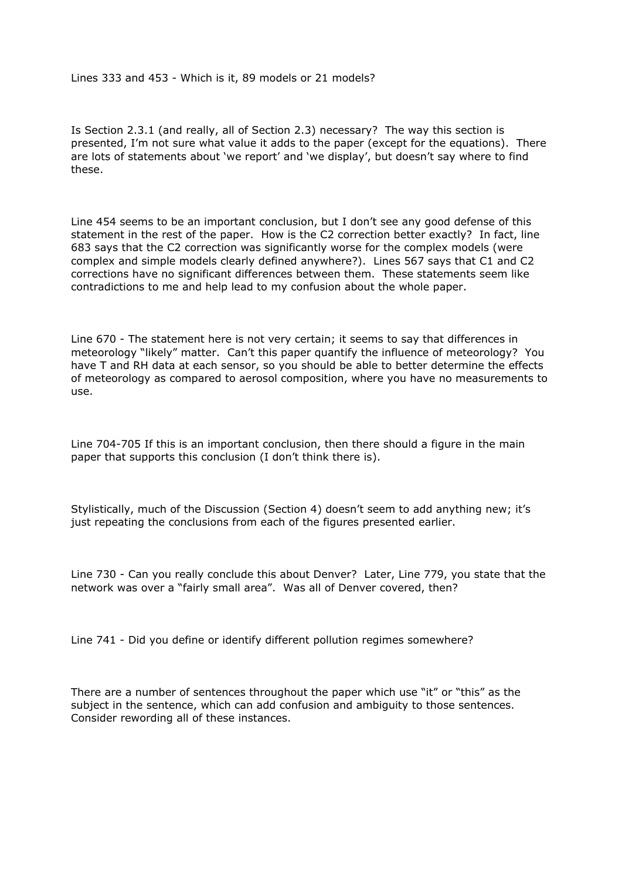Lines 333 and 453 - Which is it, 89 models or 21 models?

Is Section 2.3.1 (and really, all of Section 2.3) necessary? The way this section is presented, I'm not sure what value it adds to the paper (except for the equations). There are lots of statements about 'we report' and 'we display', but doesn't say where to find these.

Line 454 seems to be an important conclusion, but I don't see any good defense of this statement in the rest of the paper. How is the C2 correction better exactly? In fact, line 683 says that the C2 correction was significantly worse for the complex models (were complex and simple models clearly defined anywhere?). Lines 567 says that C1 and C2 corrections have no significant differences between them. These statements seem like contradictions to me and help lead to my confusion about the whole paper.

Line 670 - The statement here is not very certain; it seems to say that differences in meteorology "likely" matter. Can't this paper quantify the influence of meteorology? You have T and RH data at each sensor, so you should be able to better determine the effects of meteorology as compared to aerosol composition, where you have no measurements to use.

Line 704-705 If this is an important conclusion, then there should a figure in the main paper that supports this conclusion (I don't think there is).

Stylistically, much of the Discussion (Section 4) doesn't seem to add anything new; it's just repeating the conclusions from each of the figures presented earlier.

Line 730 - Can you really conclude this about Denver? Later, Line 779, you state that the network was over a "fairly small area". Was all of Denver covered, then?

Line 741 - Did you define or identify different pollution regimes somewhere?

There are a number of sentences throughout the paper which use "it" or "this" as the subject in the sentence, which can add confusion and ambiguity to those sentences. Consider rewording all of these instances.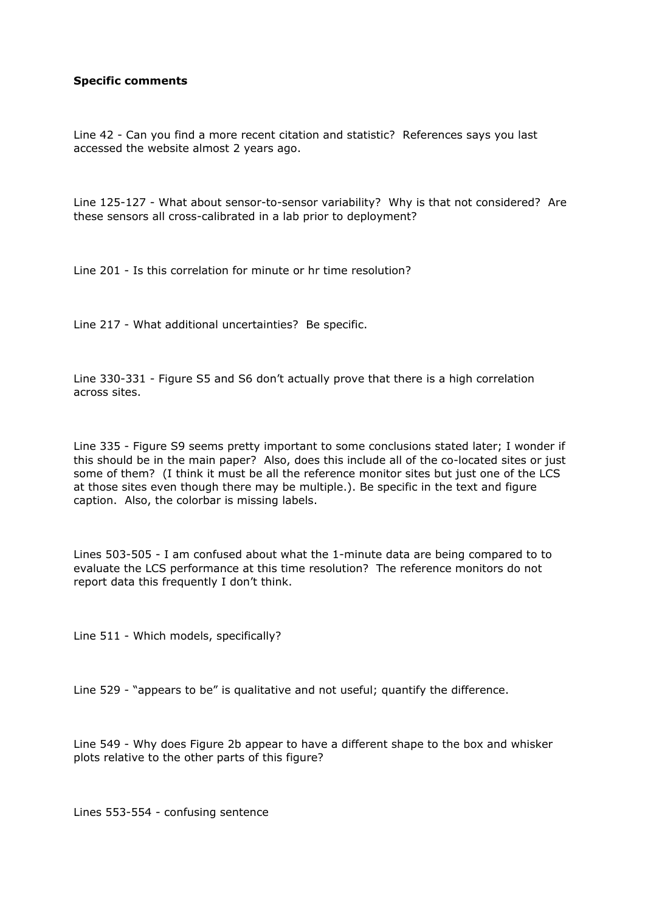**Specific comments**

Line 42 - Can you find a more recent citation and statistic? References says you last accessed the website almost 2 years ago.

Line 125-127 - What about sensor-to-sensor variability? Why is that not considered? Are these sensors all cross-calibrated in a lab prior to deployment?

Line 201 - Is this correlation for minute or hr time resolution?

Line 217 - What additional uncertainties? Be specific.

Line 330-331 - Figure S5 and S6 don't actually prove that there is a high correlation across sites.

Line 335 - Figure S9 seems pretty important to some conclusions stated later; I wonder if this should be in the main paper? Also, does this include all of the co-located sites or just some of them? (I think it must be all the reference monitor sites but just one of the LCS at those sites even though there may be multiple.). Be specific in the text and figure caption. Also, the colorbar is missing labels.

Lines 503-505 - I am confused about what the 1-minute data are being compared to to evaluate the LCS performance at this time resolution? The reference monitors do not report data this frequently I don't think.

Line 511 - Which models, specifically?

Line 529 - "appears to be" is qualitative and not useful; quantify the difference.

Line 549 - Why does Figure 2b appear to have a different shape to the box and whisker plots relative to the other parts of this figure?

Lines 553-554 - confusing sentence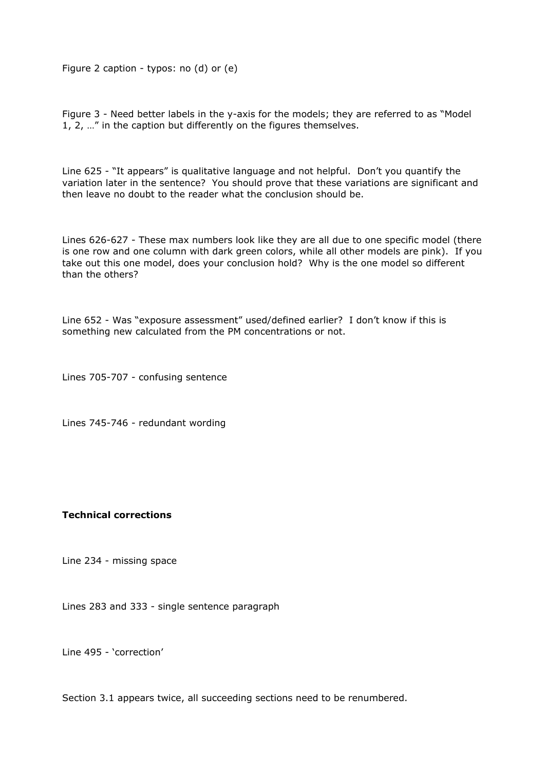Figure 2 caption - typos: no (d) or (e)

Figure 3 - Need better labels in the y-axis for the models; they are referred to as "Model 1, 2, …" in the caption but differently on the figures themselves.

Line 625 - "It appears" is qualitative language and not helpful. Don't you quantify the variation later in the sentence? You should prove that these variations are significant and then leave no doubt to the reader what the conclusion should be.

Lines 626-627 - These max numbers look like they are all due to one specific model (there is one row and one column with dark green colors, while all other models are pink). If you take out this one model, does your conclusion hold? Why is the one model so different than the others?

Line 652 - Was "exposure assessment" used/defined earlier? I don't know if this is something new calculated from the PM concentrations or not.

Lines 705-707 - confusing sentence

Lines 745-746 - redundant wording

**Technical corrections**

Line 234 - missing space

Lines 283 and 333 - single sentence paragraph

Line 495 - 'correction'

Section 3.1 appears twice, all succeeding sections need to be renumbered.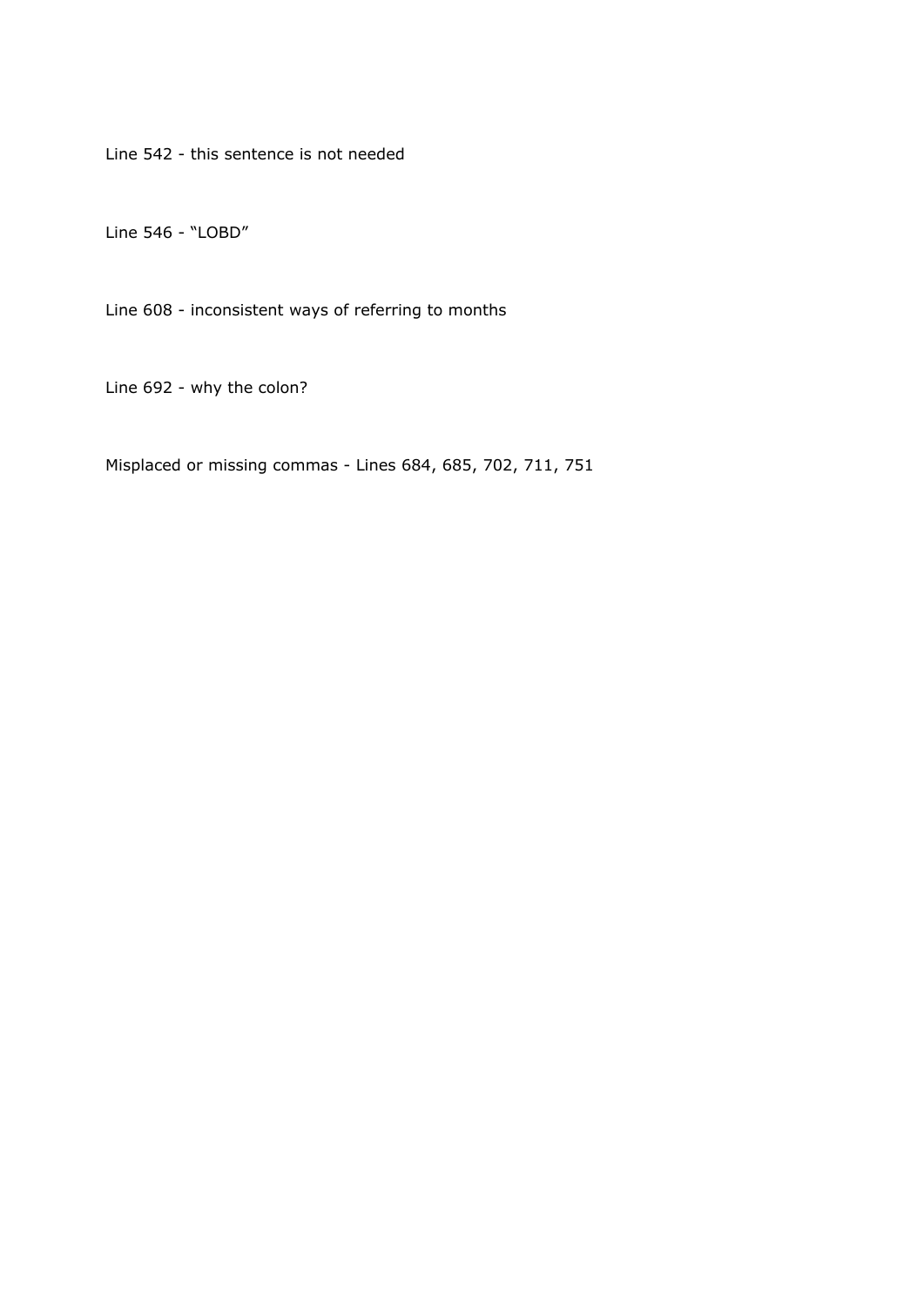Line 542 - this sentence is not needed

Line 546 - “LOBD”

Line 608 - inconsistent ways of referring to months

Line 692 - why the colon?

Misplaced or missing commas - Lines 684, 685, 702, 711, 751